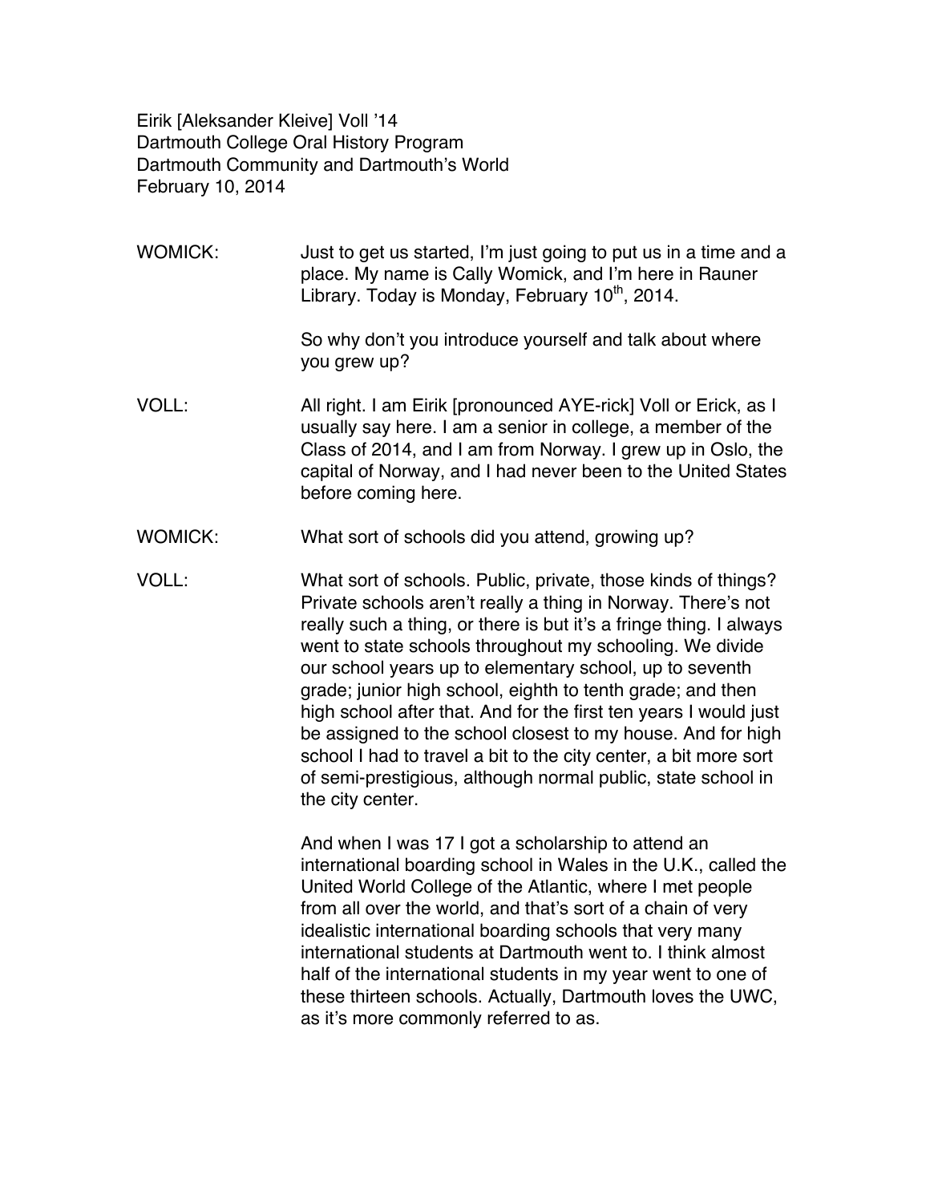Eirik [Aleksander Kleive] Voll ’14
Dartmouth College Oral History Program
Dartmouth Community and Dartmouth’s World
February 10, 2014

WOMICK: Just to get us started, I’m just going to put us in a time and a place. My name is Cally Womick, and I’m here in Rauner Library. Today is Monday, February 10th, 2014.

So why don’t you introduce yourself and talk about where you grew up?

VOLL: All right. I am Eirik [pronounced AYE-rick] Voll or Erick, as I usually say here. I am a senior in college, a member of the Class of 2014, and I am from Norway. I grew up in Oslo, the capital of Norway, and I had never been to the United States before coming here.

WOMICK: What sort of schools did you attend, growing up?

VOLL: What sort of schools. Public, private, those kinds of things? Private schools aren’t really a thing in Norway. There’s not really such a thing, or there is but it’s a fringe thing. I always went to state schools throughout my schooling. We divide our school years up to elementary school, up to seventh grade; junior high school, eighth to tenth grade; and then high school after that. And for the first ten years I would just be assigned to the school closest to my house. And for high school I had to travel a bit to the city center, a bit more sort of semi-prestigious, although normal public, state school in the city center.

And when I was 17 I got a scholarship to attend an international boarding school in Wales in the U.K., called the United World College of the Atlantic, where I met people from all over the world, and that’s sort of a chain of very idealistic international boarding schools that very many international students at Dartmouth went to. I think almost half of the international students in my year went to one of these thirteen schools. Actually, Dartmouth loves the UWC, as it’s more commonly referred to as.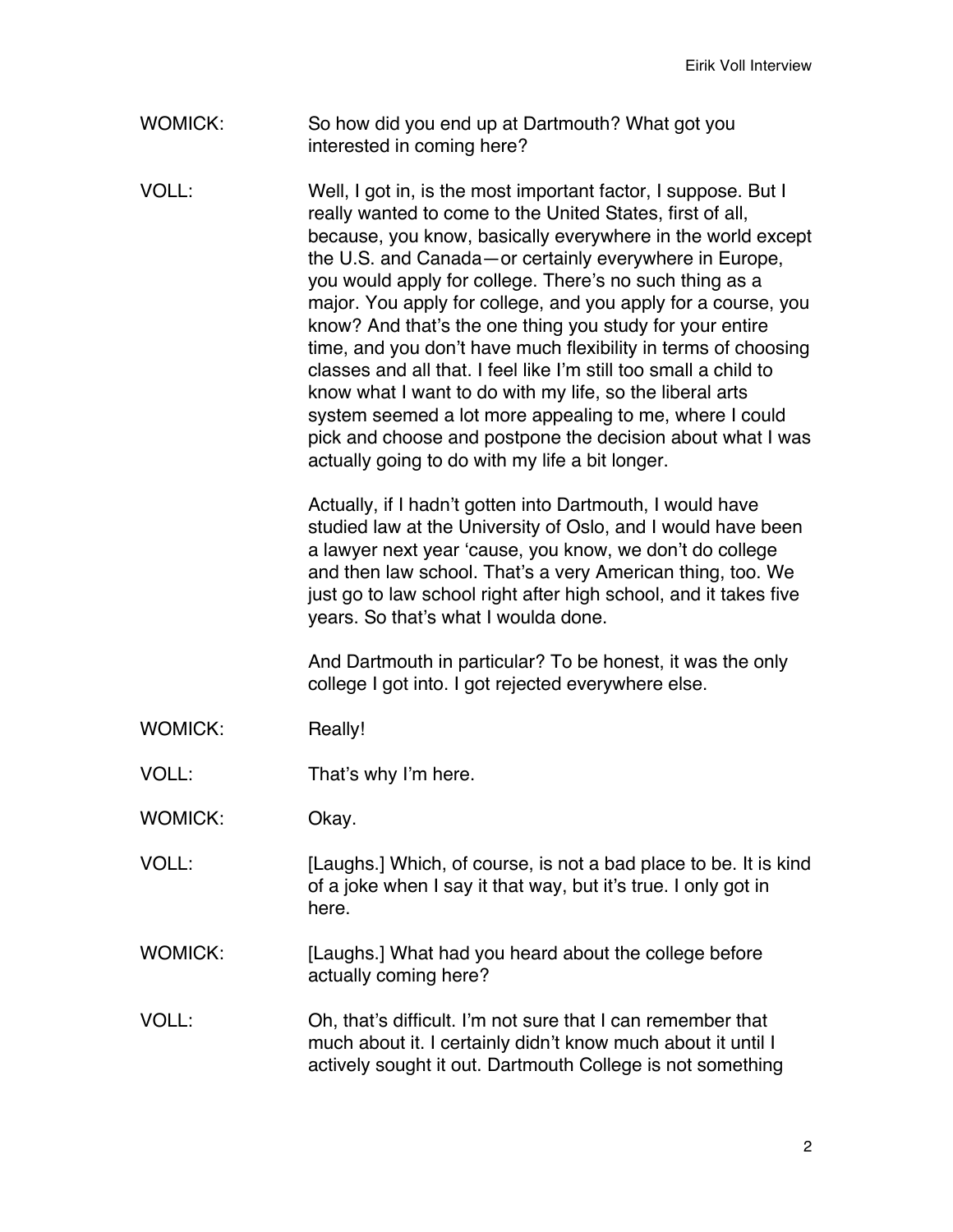WOMICK: So how did you end up at Dartmouth? What got you interested in coming here?

VOLL: Well, I got in, is the most important factor, I suppose. But I really wanted to come to the United States, first of all, because, you know, basically everywhere in the world except the U.S. and Canada—or certainly everywhere in Europe, you would apply for college. There's no such thing as a major. You apply for college, and you apply for a course, you know? And that's the one thing you study for your entire time, and you don't have much flexibility in terms of choosing classes and all that. I feel like I'm still too small a child to know what I want to do with my life, so the liberal arts system seemed a lot more appealing to me, where I could pick and choose and postpone the decision about what I was actually going to do with my life a bit longer.

Actually, if I hadn't gotten into Dartmouth, I would have studied law at the University of Oslo, and I would have been a lawyer next year 'cause, you know, we don't do college and then law school. That's a very American thing, too. We just go to law school right after high school, and it takes five years. So that's what I woulda done.

And Dartmouth in particular? To be honest, it was the only college I got into. I got rejected everywhere else.

WOMICK: Really!

VOLL: That's why I'm here.

WOMICK: Okay.

VOLL: [Laughs.] Which, of course, is not a bad place to be. It is kind of a joke when I say it that way, but it's true. I only got in here.

WOMICK: [Laughs.] What had you heard about the college before actually coming here?

VOLL: Oh, that's difficult. I'm not sure that I can remember that much about it. I certainly didn't know much about it until I actively sought it out. Dartmouth College is not something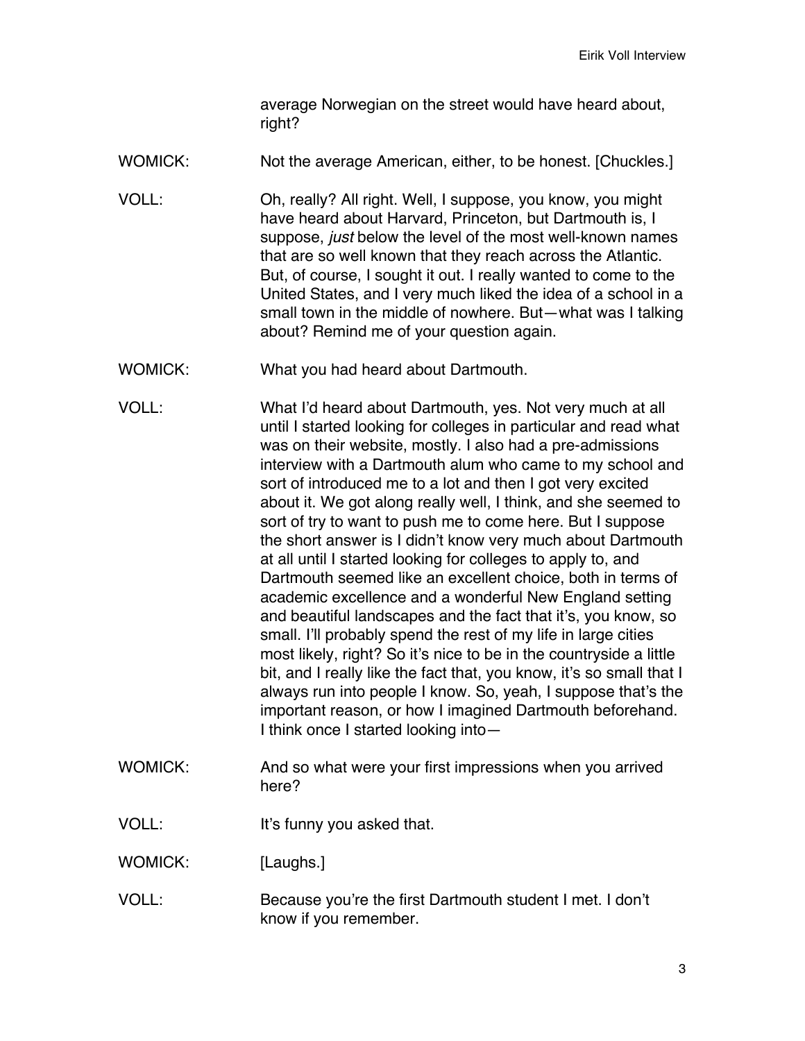average Norwegian on the street would have heard about, right?

WOMICK: Not the average American, either, to be honest. [Chuckles.]

VOLL: Oh, really? All right. Well, I suppose, you know, you might have heard about Harvard, Princeton, but Dartmouth is, I suppose, *just* below the level of the most well-known names that are so well known that they reach across the Atlantic. But, of course, I sought it out. I really wanted to come to the United States, and I very much liked the idea of a school in a small town in the middle of nowhere. But—what was I talking about? Remind me of your question again.

WOMICK: What you had heard about Dartmouth.

VOLL: What I'd heard about Dartmouth, yes. Not very much at all until I started looking for colleges in particular and read what was on their website, mostly. I also had a pre-admissions interview with a Dartmouth alum who came to my school and sort of introduced me to a lot and then I got very excited about it. We got along really well, I think, and she seemed to sort of try to want to push me to come here. But I suppose the short answer is I didn't know very much about Dartmouth at all until I started looking for colleges to apply to, and Dartmouth seemed like an excellent choice, both in terms of academic excellence and a wonderful New England setting and beautiful landscapes and the fact that it's, you know, so small. I'll probably spend the rest of my life in large cities most likely, right? So it's nice to be in the countryside a little bit, and I really like the fact that, you know, it's so small that I always run into people I know. So, yeah, I suppose that's the important reason, or how I imagined Dartmouth beforehand. I think once I started looking into—

WOMICK: And so what were your first impressions when you arrived here?

VOLL: It's funny you asked that.

WOMICK: [Laughs.]

VOLL: Because you're the first Dartmouth student I met. I don't know if you remember.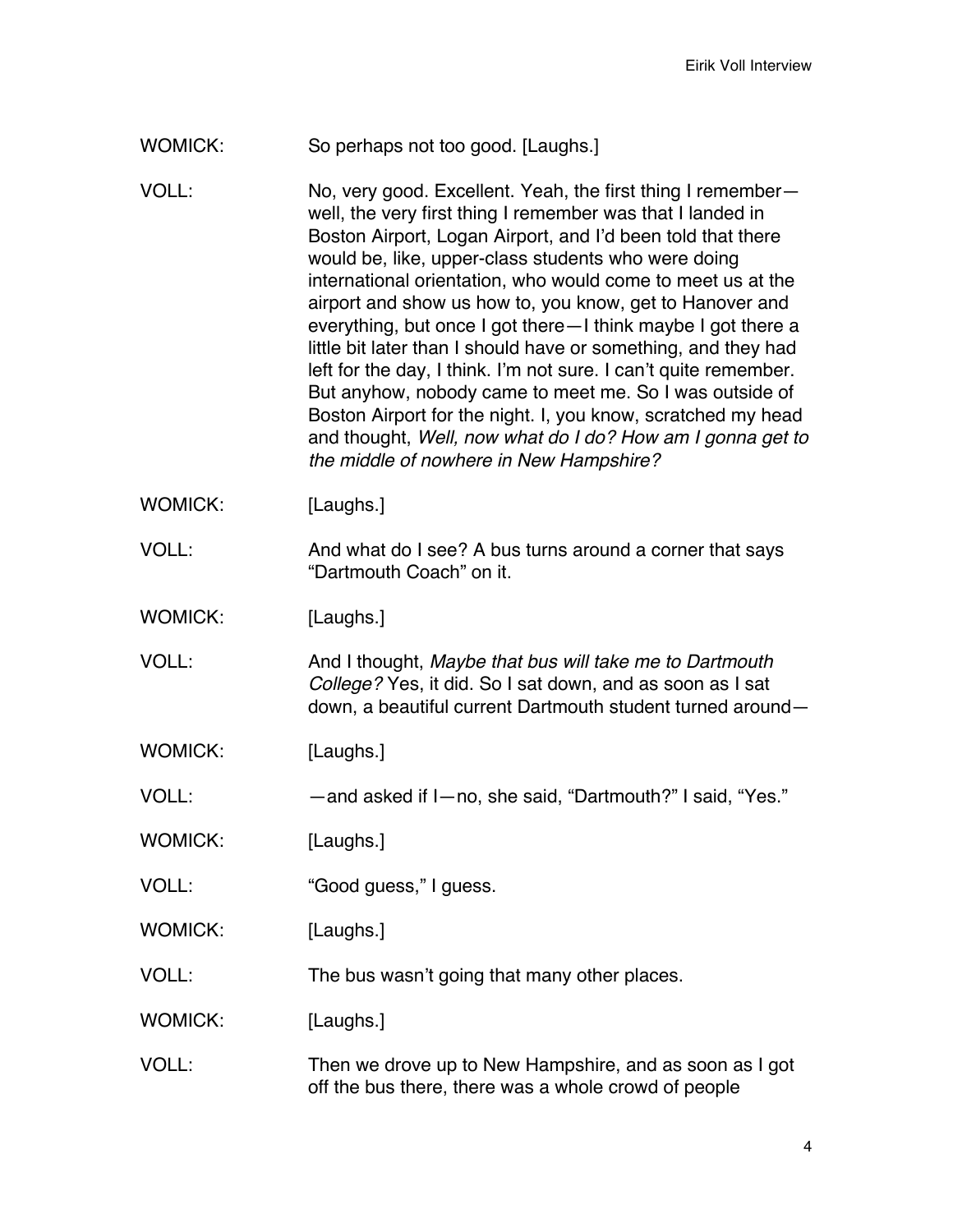WOMICK: So perhaps not too good. [Laughs.]

VOLL: No, very good. Excellent. Yeah, the first thing I remember—well, the very first thing I remember was that I landed in Boston Airport, Logan Airport, and I'd been told that there would be, like, upper-class students who were doing international orientation, who would come to meet us at the airport and show us how to, you know, get to Hanover and everything, but once I got there—I think maybe I got there a little bit later than I should have or something, and they had left for the day, I think. I'm not sure. I can't quite remember. But anyhow, nobody came to meet me. So I was outside of Boston Airport for the night. I, you know, scratched my head and thought, *Well, now what do I do? How am I gonna get to the middle of nowhere in New Hampshire?*

WOMICK: [Laughs.]

VOLL: And what do I see? A bus turns around a corner that says "Dartmouth Coach" on it.

WOMICK: [Laughs.]

VOLL: And I thought, *Maybe that bus will take me to Dartmouth College?* Yes, it did. So I sat down, and as soon as I sat down, a beautiful current Dartmouth student turned around—

WOMICK: [Laughs.]

VOLL: —and asked if I—no, she said, "Dartmouth?" I said, "Yes."

WOMICK: [Laughs.]

VOLL: "Good guess," I guess.

WOMICK: [Laughs.]

VOLL: The bus wasn't going that many other places.

WOMICK: [Laughs.]

VOLL: Then we drove up to New Hampshire, and as soon as I got off the bus there, there was a whole crowd of people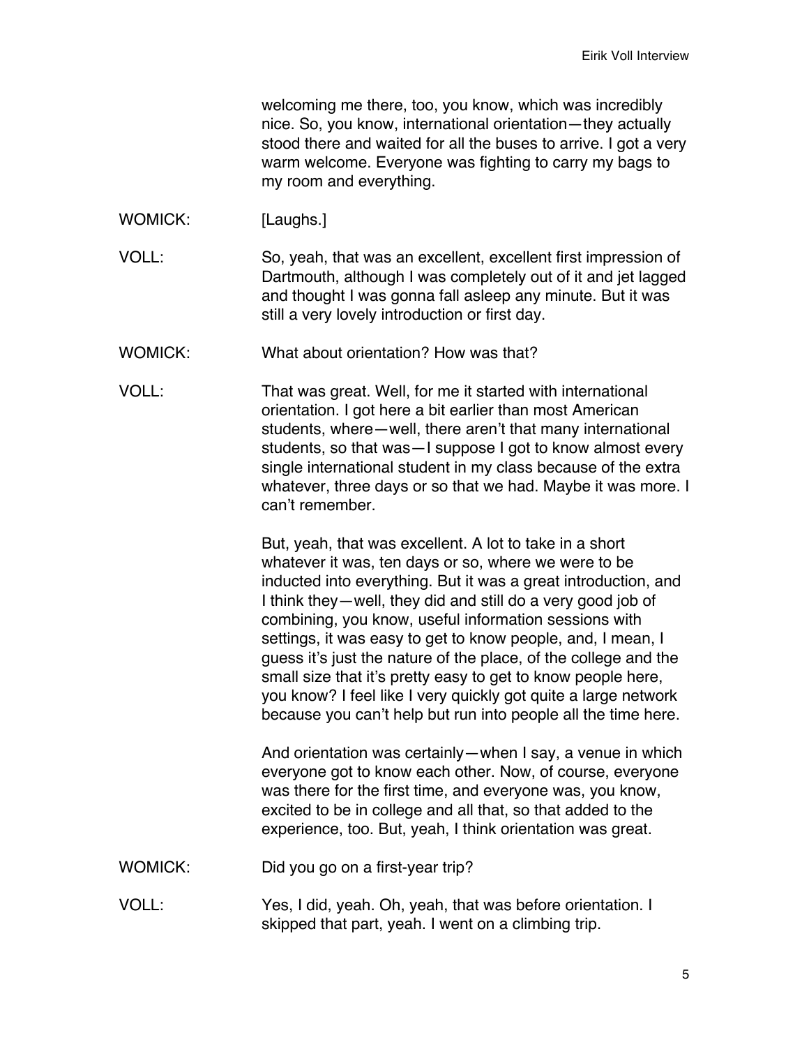welcoming me there, too, you know, which was incredibly nice. So, you know, international orientation—they actually stood there and waited for all the buses to arrive. I got a very warm welcome. Everyone was fighting to carry my bags to my room and everything.

WOMICK: [Laughs.]

VOLL: So, yeah, that was an excellent, excellent first impression of Dartmouth, although I was completely out of it and jet lagged and thought I was gonna fall asleep any minute. But it was still a very lovely introduction or first day.

WOMICK: What about orientation? How was that?

VOLL: That was great. Well, for me it started with international orientation. I got here a bit earlier than most American students, where—well, there aren't that many international students, so that was—I suppose I got to know almost every single international student in my class because of the extra whatever, three days or so that we had. Maybe it was more. I can't remember.

But, yeah, that was excellent. A lot to take in a short whatever it was, ten days or so, where we were to be inducted into everything. But it was a great introduction, and I think they—well, they did and still do a very good job of combining, you know, useful information sessions with settings, it was easy to get to know people, and, I mean, I guess it's just the nature of the place, of the college and the small size that it's pretty easy to get to know people here, you know? I feel like I very quickly got quite a large network because you can't help but run into people all the time here.

And orientation was certainly—when I say, a venue in which everyone got to know each other. Now, of course, everyone was there for the first time, and everyone was, you know, excited to be in college and all that, so that added to the experience, too. But, yeah, I think orientation was great.

WOMICK: Did you go on a first-year trip?

VOLL: Yes, I did, yeah. Oh, yeah, that was before orientation. I skipped that part, yeah. I went on a climbing trip.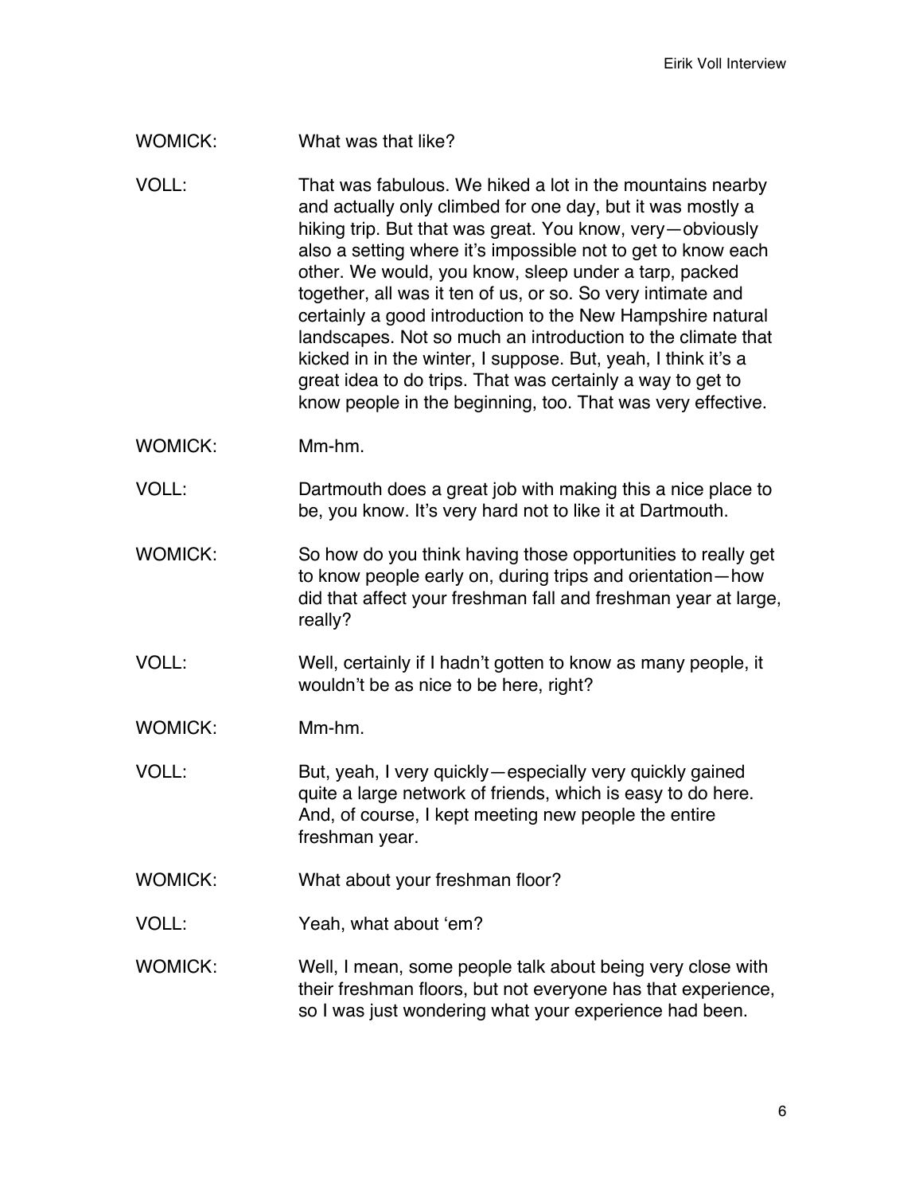WOMICK: What was that like?

VOLL: That was fabulous. We hiked a lot in the mountains nearby and actually only climbed for one day, but it was mostly a hiking trip. But that was great. You know, very—obviously also a setting where it's impossible not to get to know each other. We would, you know, sleep under a tarp, packed together, all was it ten of us, or so. So very intimate and certainly a good introduction to the New Hampshire natural landscapes. Not so much an introduction to the climate that kicked in in the winter, I suppose. But, yeah, I think it's a great idea to do trips. That was certainly a way to get to know people in the beginning, too. That was very effective.

WOMICK: Mm-hm.

VOLL: Dartmouth does a great job with making this a nice place to be, you know. It's very hard not to like it at Dartmouth.

WOMICK: So how do you think having those opportunities to really get to know people early on, during trips and orientation—how did that affect your freshman fall and freshman year at large, really?

VOLL: Well, certainly if I hadn't gotten to know as many people, it wouldn't be as nice to be here, right?

WOMICK: Mm-hm.

VOLL: But, yeah, I very quickly—especially very quickly gained quite a large network of friends, which is easy to do here. And, of course, I kept meeting new people the entire freshman year.

WOMICK: What about your freshman floor?

VOLL: Yeah, what about 'em?

WOMICK: Well, I mean, some people talk about being very close with their freshman floors, but not everyone has that experience, so I was just wondering what your experience had been.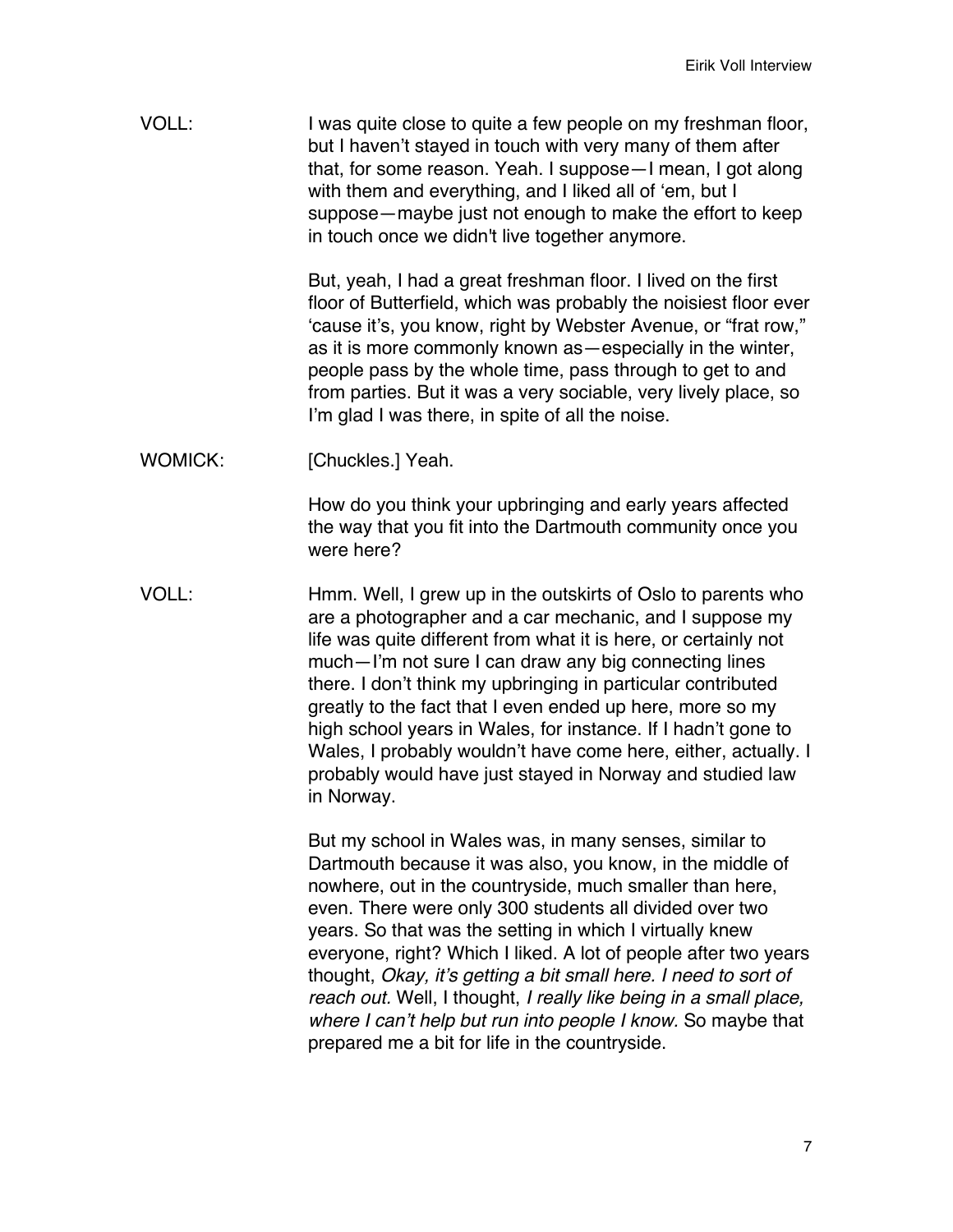VOLL: I was quite close to quite a few people on my freshman floor, but I haven't stayed in touch with very many of them after that, for some reason. Yeah. I suppose—I mean, I got along with them and everything, and I liked all of 'em, but I suppose—maybe just not enough to make the effort to keep in touch once we didn't live together anymore.

But, yeah, I had a great freshman floor. I lived on the first floor of Butterfield, which was probably the noisiest floor ever 'cause it's, you know, right by Webster Avenue, or "frat row," as it is more commonly known as—especially in the winter, people pass by the whole time, pass through to get to and from parties. But it was a very sociable, very lively place, so I'm glad I was there, in spite of all the noise.

WOMICK: [Chuckles.] Yeah.

How do you think your upbringing and early years affected the way that you fit into the Dartmouth community once you were here?

VOLL: Hmm. Well, I grew up in the outskirts of Oslo to parents who are a photographer and a car mechanic, and I suppose my life was quite different from what it is here, or certainly not much—I'm not sure I can draw any big connecting lines there. I don't think my upbringing in particular contributed greatly to the fact that I even ended up here, more so my high school years in Wales, for instance. If I hadn't gone to Wales, I probably wouldn't have come here, either, actually. I probably would have just stayed in Norway and studied law in Norway.

But my school in Wales was, in many senses, similar to Dartmouth because it was also, you know, in the middle of nowhere, out in the countryside, much smaller than here, even. There were only 300 students all divided over two years. So that was the setting in which I virtually knew everyone, right? Which I liked. A lot of people after two years thought, *Okay, it's getting a bit small here. I need to sort of reach out.* Well, I thought, *I really like being in a small place, where I can't help but run into people I know.* So maybe that prepared me a bit for life in the countryside.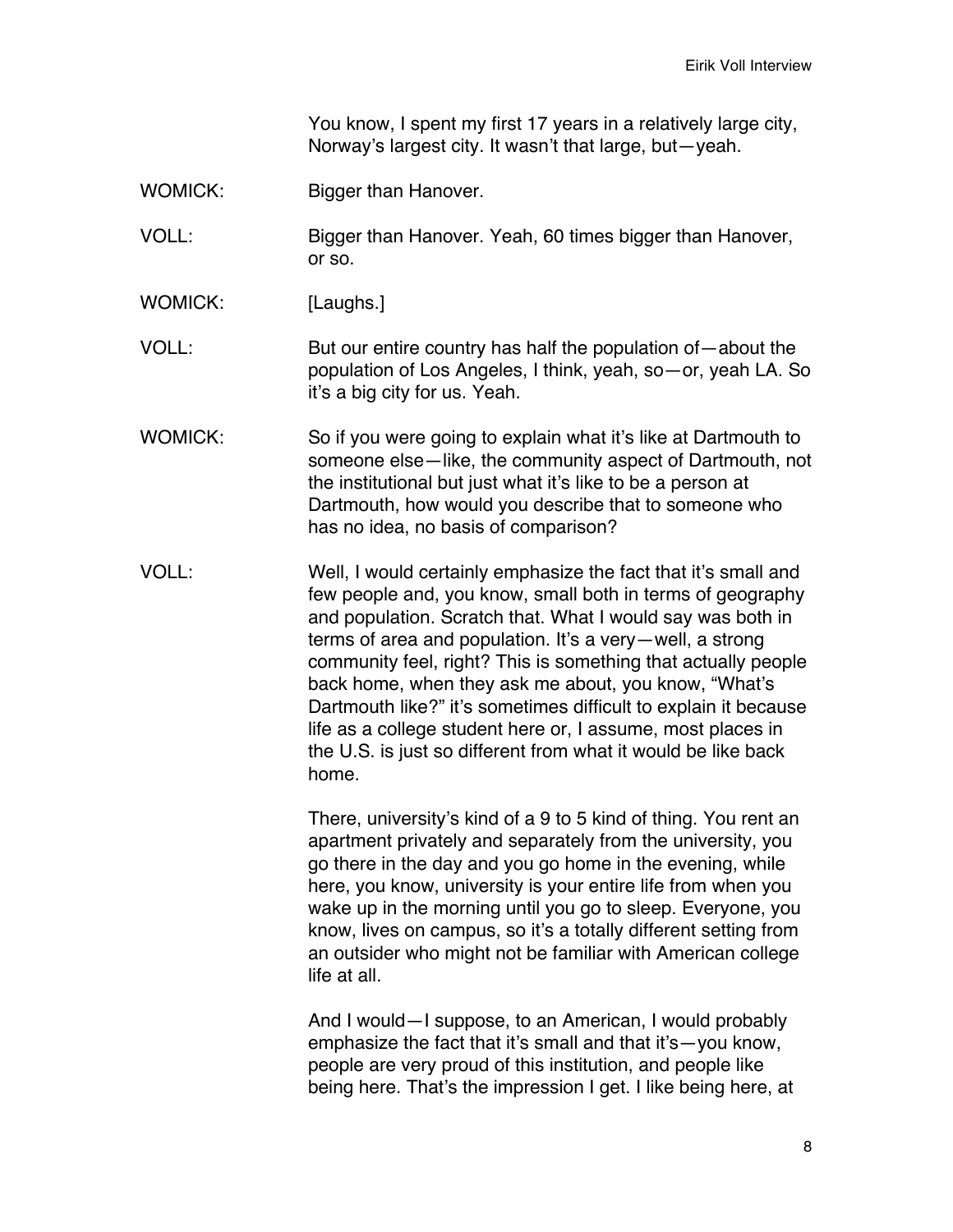You know, I spent my first 17 years in a relatively large city, Norway's largest city. It wasn't that large, but—yeah.

WOMICK: Bigger than Hanover.

VOLL: Bigger than Hanover. Yeah, 60 times bigger than Hanover, or so.

WOMICK: [Laughs.]

VOLL: But our entire country has half the population of—about the population of Los Angeles, I think, yeah, so—or, yeah LA. So it's a big city for us. Yeah.

WOMICK: So if you were going to explain what it's like at Dartmouth to someone else—like, the community aspect of Dartmouth, not the institutional but just what it's like to be a person at Dartmouth, how would you describe that to someone who has no idea, no basis of comparison?

VOLL: Well, I would certainly emphasize the fact that it's small and few people and, you know, small both in terms of geography and population. Scratch that. What I would say was both in terms of area and population. It's a very—well, a strong community feel, right? This is something that actually people back home, when they ask me about, you know, "What's Dartmouth like?" it's sometimes difficult to explain it because life as a college student here or, I assume, most places in the U.S. is just so different from what it would be like back home.

There, university's kind of a 9 to 5 kind of thing. You rent an apartment privately and separately from the university, you go there in the day and you go home in the evening, while here, you know, university is your entire life from when you wake up in the morning until you go to sleep. Everyone, you know, lives on campus, so it's a totally different setting from an outsider who might not be familiar with American college life at all.

And I would—I suppose, to an American, I would probably emphasize the fact that it's small and that it's—you know, people are very proud of this institution, and people like being here. That's the impression I get. I like being here, at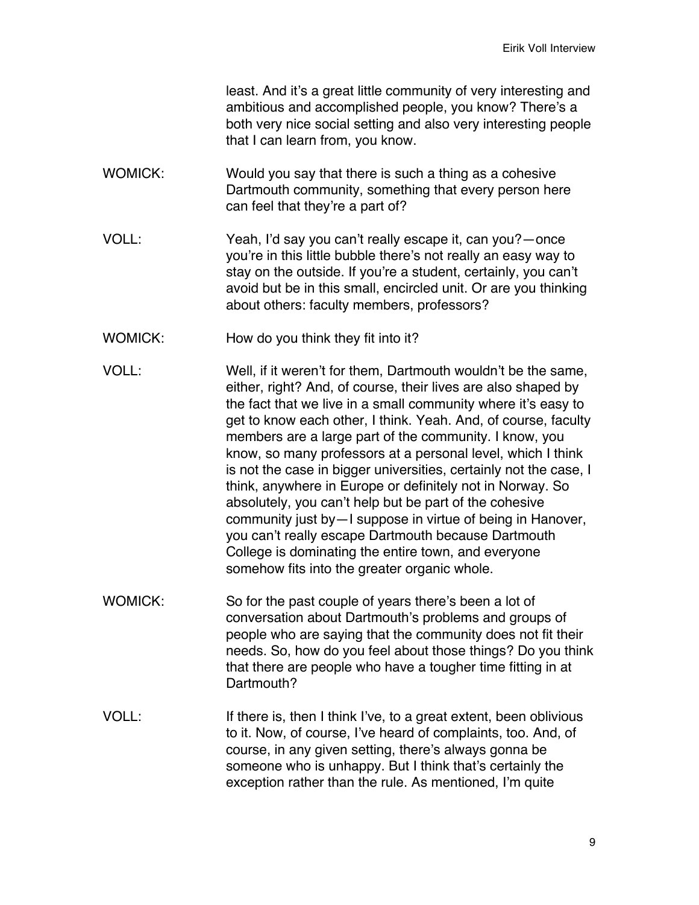least. And it's a great little community of very interesting and ambitious and accomplished people, you know? There's a both very nice social setting and also very interesting people that I can learn from, you know.

WOMICK: Would you say that there is such a thing as a cohesive Dartmouth community, something that every person here can feel that they're a part of?

VOLL: Yeah, I'd say you can't really escape it, can you?—once you're in this little bubble there's not really an easy way to stay on the outside. If you're a student, certainly, you can't avoid but be in this small, encircled unit. Or are you thinking about others: faculty members, professors?

WOMICK: How do you think they fit into it?

VOLL: Well, if it weren't for them, Dartmouth wouldn't be the same, either, right? And, of course, their lives are also shaped by the fact that we live in a small community where it's easy to get to know each other, I think. Yeah. And, of course, faculty members are a large part of the community. I know, you know, so many professors at a personal level, which I think is not the case in bigger universities, certainly not the case, I think, anywhere in Europe or definitely not in Norway. So absolutely, you can't help but be part of the cohesive community just by—I suppose in virtue of being in Hanover, you can't really escape Dartmouth because Dartmouth College is dominating the entire town, and everyone somehow fits into the greater organic whole.

WOMICK: So for the past couple of years there's been a lot of conversation about Dartmouth's problems and groups of people who are saying that the community does not fit their needs. So, how do you feel about those things? Do you think that there are people who have a tougher time fitting in at Dartmouth?

VOLL: If there is, then I think I've, to a great extent, been oblivious to it. Now, of course, I've heard of complaints, too. And, of course, in any given setting, there's always gonna be someone who is unhappy. But I think that's certainly the exception rather than the rule. As mentioned, I'm quite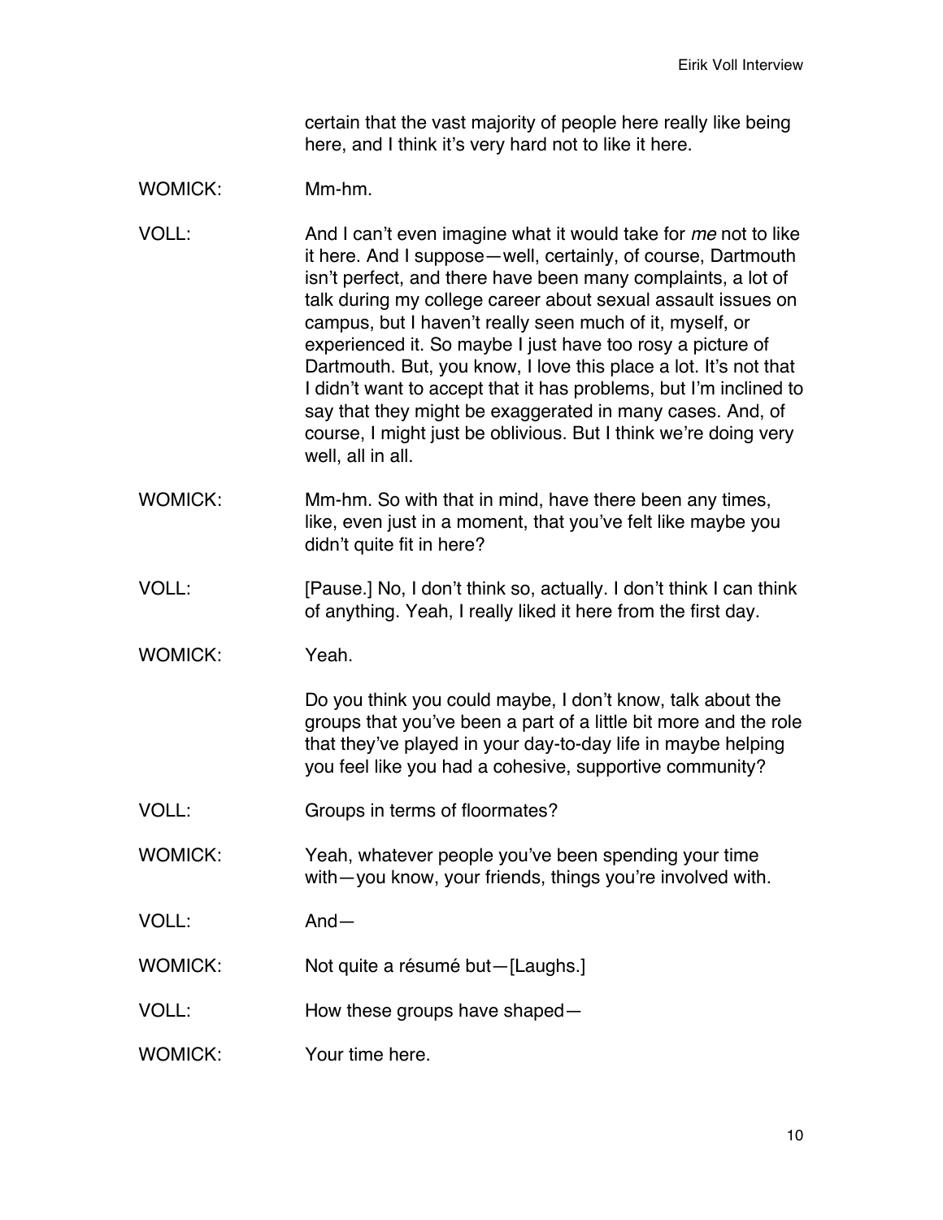certain that the vast majority of people here really like being here, and I think it's very hard not to like it here.

WOMICK: Mm-hm.

VOLL: And I can't even imagine what it would take for *me* not to like it here. And I suppose—well, certainly, of course, Dartmouth isn't perfect, and there have been many complaints, a lot of talk during my college career about sexual assault issues on campus, but I haven't really seen much of it, myself, or experienced it. So maybe I just have too rosy a picture of Dartmouth. But, you know, I love this place a lot. It's not that I didn't want to accept that it has problems, but I'm inclined to say that they might be exaggerated in many cases. And, of course, I might just be oblivious. But I think we're doing very well, all in all.

WOMICK: Mm-hm. So with that in mind, have there been any times, like, even just in a moment, that you've felt like maybe you didn't quite fit in here?

VOLL: [Pause.] No, I don't think so, actually. I don't think I can think of anything. Yeah, I really liked it here from the first day.

WOMICK: Yeah.

Do you think you could maybe, I don't know, talk about the groups that you've been a part of a little bit more and the role that they've played in your day-to-day life in maybe helping you feel like you had a cohesive, supportive community?

VOLL: Groups in terms of floormates?

WOMICK: Yeah, whatever people you've been spending your time with—you know, your friends, things you're involved with.

VOLL: And—

WOMICK: Not quite a résumé but—[Laughs.]

VOLL: How these groups have shaped—

WOMICK: Your time here.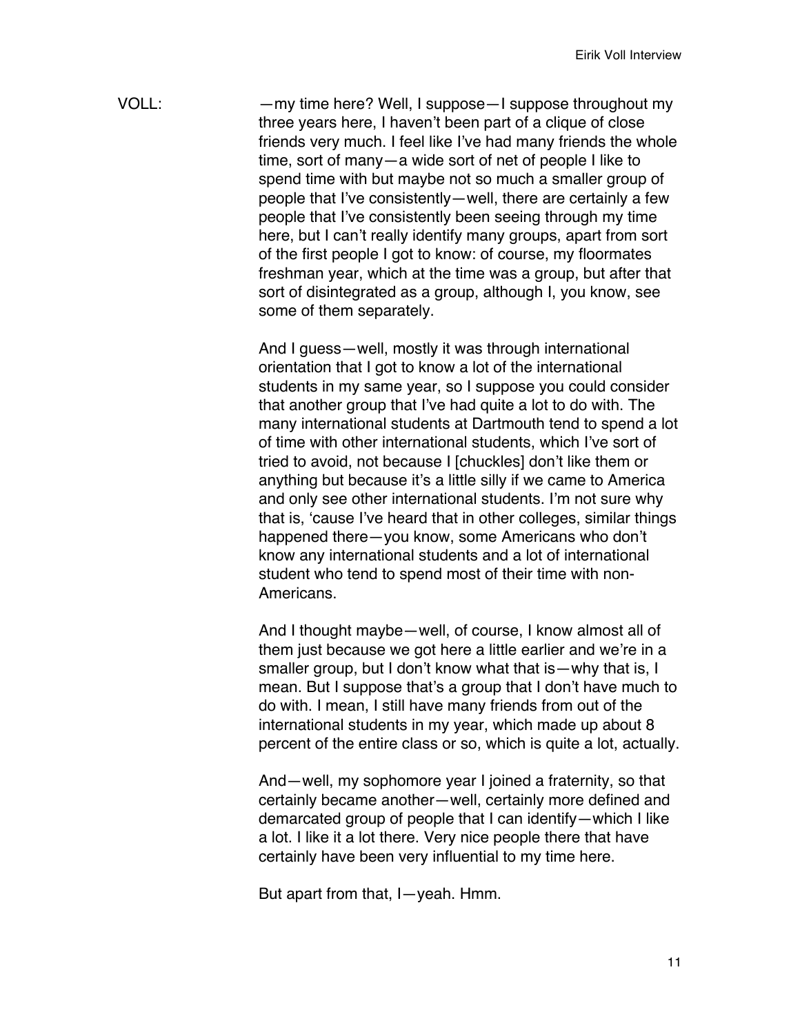VOLL: —my time here? Well, I suppose—I suppose throughout my three years here, I haven't been part of a clique of close friends very much. I feel like I've had many friends the whole time, sort of many—a wide sort of net of people I like to spend time with but maybe not so much a smaller group of people that I've consistently—well, there are certainly a few people that I've consistently been seeing through my time here, but I can't really identify many groups, apart from sort of the first people I got to know: of course, my floormates freshman year, which at the time was a group, but after that sort of disintegrated as a group, although I, you know, see some of them separately.

And I guess—well, mostly it was through international orientation that I got to know a lot of the international students in my same year, so I suppose you could consider that another group that I've had quite a lot to do with. The many international students at Dartmouth tend to spend a lot of time with other international students, which I've sort of tried to avoid, not because I [chuckles] don't like them or anything but because it's a little silly if we came to America and only see other international students. I'm not sure why that is, 'cause I've heard that in other colleges, similar things happened there—you know, some Americans who don't know any international students and a lot of international student who tend to spend most of their time with non-Americans.

And I thought maybe—well, of course, I know almost all of them just because we got here a little earlier and we're in a smaller group, but I don't know what that is—why that is, I mean. But I suppose that's a group that I don't have much to do with. I mean, I still have many friends from out of the international students in my year, which made up about 8 percent of the entire class or so, which is quite a lot, actually.

And—well, my sophomore year I joined a fraternity, so that certainly became another—well, certainly more defined and demarcated group of people that I can identify—which I like a lot. I like it a lot there. Very nice people there that have certainly have been very influential to my time here.

But apart from that, I—yeah. Hmm.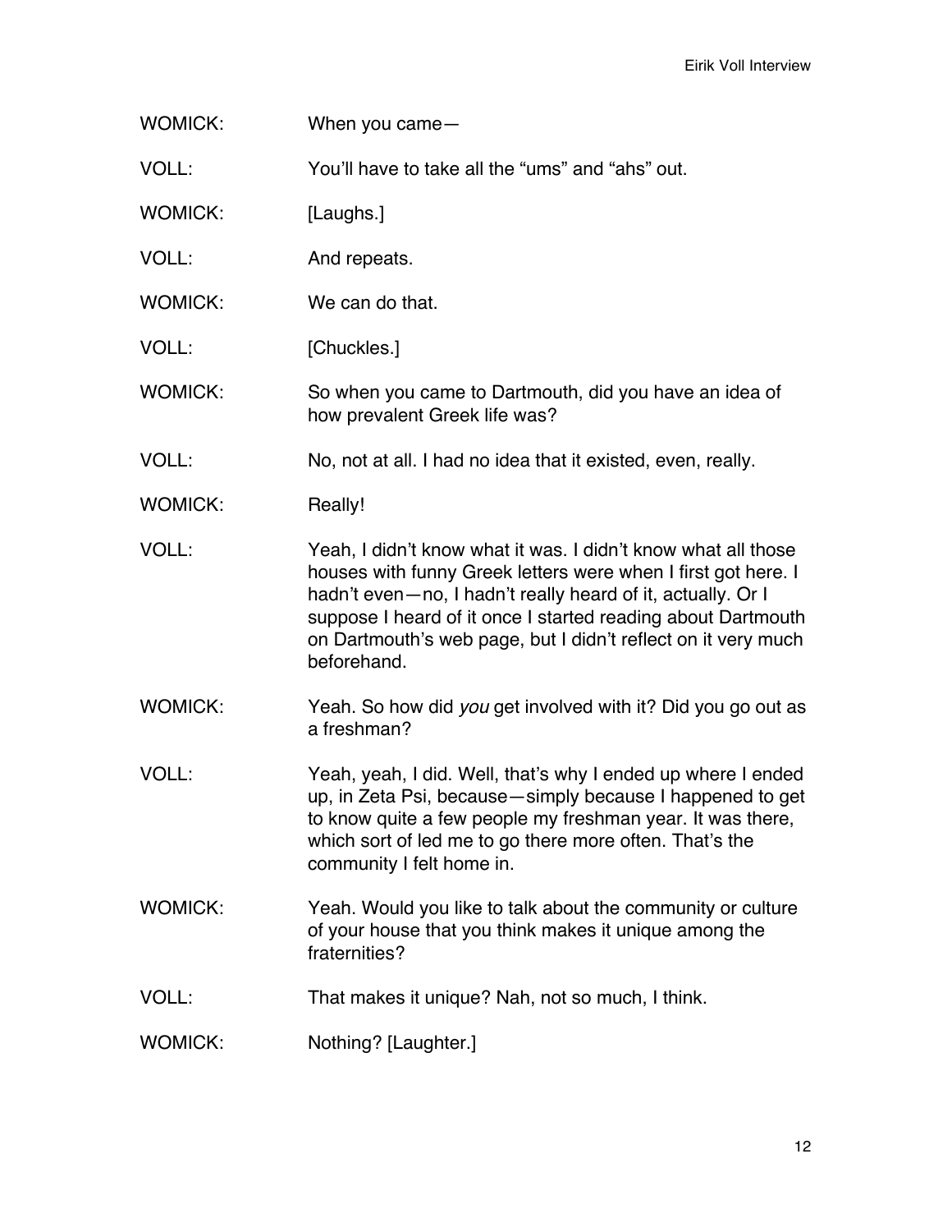WOMICK: When you came—

VOLL: You'll have to take all the "ums" and "ahs" out.

WOMICK: [Laughs.]

VOLL: And repeats.

WOMICK: We can do that.

VOLL: [Chuckles.]

WOMICK: So when you came to Dartmouth, did you have an idea of how prevalent Greek life was?

VOLL: No, not at all. I had no idea that it existed, even, really.

WOMICK: Really!

VOLL: Yeah, I didn't know what it was. I didn't know what all those houses with funny Greek letters were when I first got here. I hadn't even—no, I hadn't really heard of it, actually. Or I suppose I heard of it once I started reading about Dartmouth on Dartmouth's web page, but I didn't reflect on it very much beforehand.

WOMICK: Yeah. So how did *you* get involved with it? Did you go out as a freshman?

VOLL: Yeah, yeah, I did. Well, that's why I ended up where I ended up, in Zeta Psi, because—simply because I happened to get to know quite a few people my freshman year. It was there, which sort of led me to go there more often. That's the community I felt home in.

WOMICK: Yeah. Would you like to talk about the community or culture of your house that you think makes it unique among the fraternities?

VOLL: That makes it unique? Nah, not so much, I think.

WOMICK: Nothing? [Laughter.]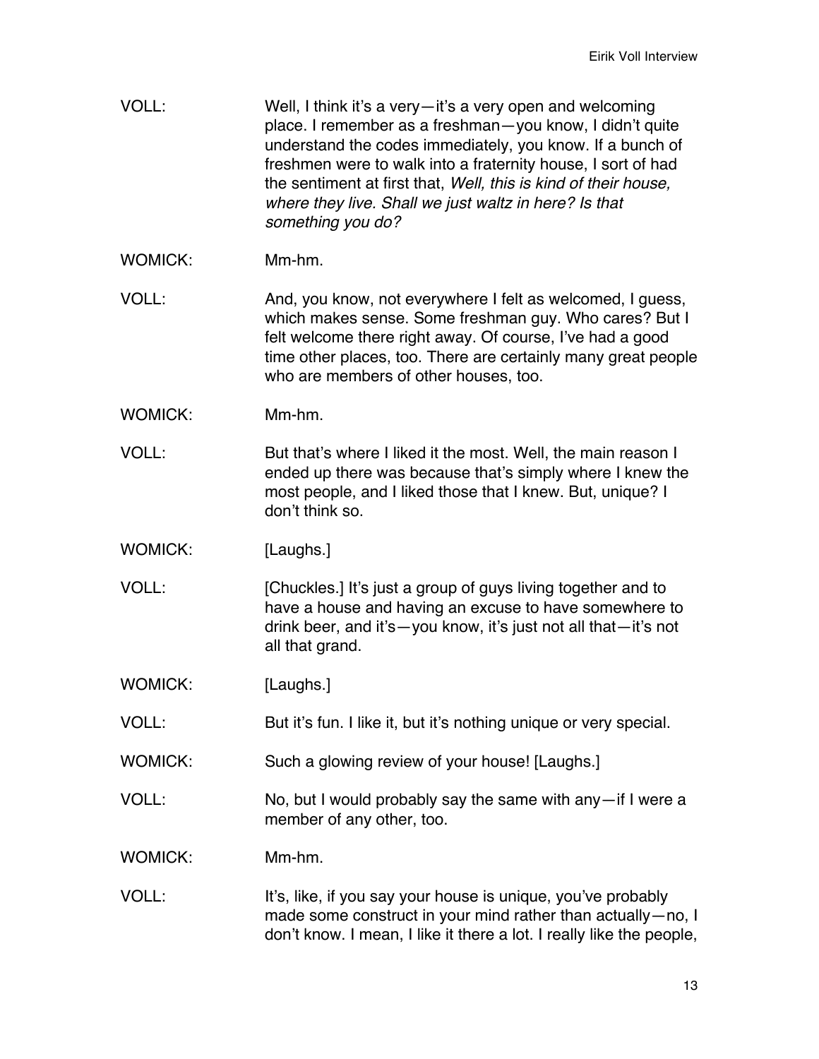VOLL: Well, I think it's a very—it's a very open and welcoming place. I remember as a freshman—you know, I didn't quite understand the codes immediately, you know. If a bunch of freshmen were to walk into a fraternity house, I sort of had the sentiment at first that, *Well, this is kind of their house, where they live. Shall we just waltz in here? Is that something you do?*

WOMICK: Mm-hm.

VOLL: And, you know, not everywhere I felt as welcomed, I guess, which makes sense. Some freshman guy. Who cares? But I felt welcome there right away. Of course, I've had a good time other places, too. There are certainly many great people who are members of other houses, too.

WOMICK: Mm-hm.

VOLL: But that's where I liked it the most. Well, the main reason I ended up there was because that's simply where I knew the most people, and I liked those that I knew. But, unique? I don't think so.

WOMICK: [Laughs.]

VOLL: [Chuckles.] It's just a group of guys living together and to have a house and having an excuse to have somewhere to drink beer, and it's—you know, it's just not all that—it's not all that grand.

WOMICK: [Laughs.]

VOLL: But it's fun. I like it, but it's nothing unique or very special.

WOMICK: Such a glowing review of your house! [Laughs.]

VOLL: No, but I would probably say the same with any—if I were a member of any other, too.

WOMICK: Mm-hm.

VOLL: It's, like, if you say your house is unique, you've probably made some construct in your mind rather than actually—no, I don't know. I mean, I like it there a lot. I really like the people,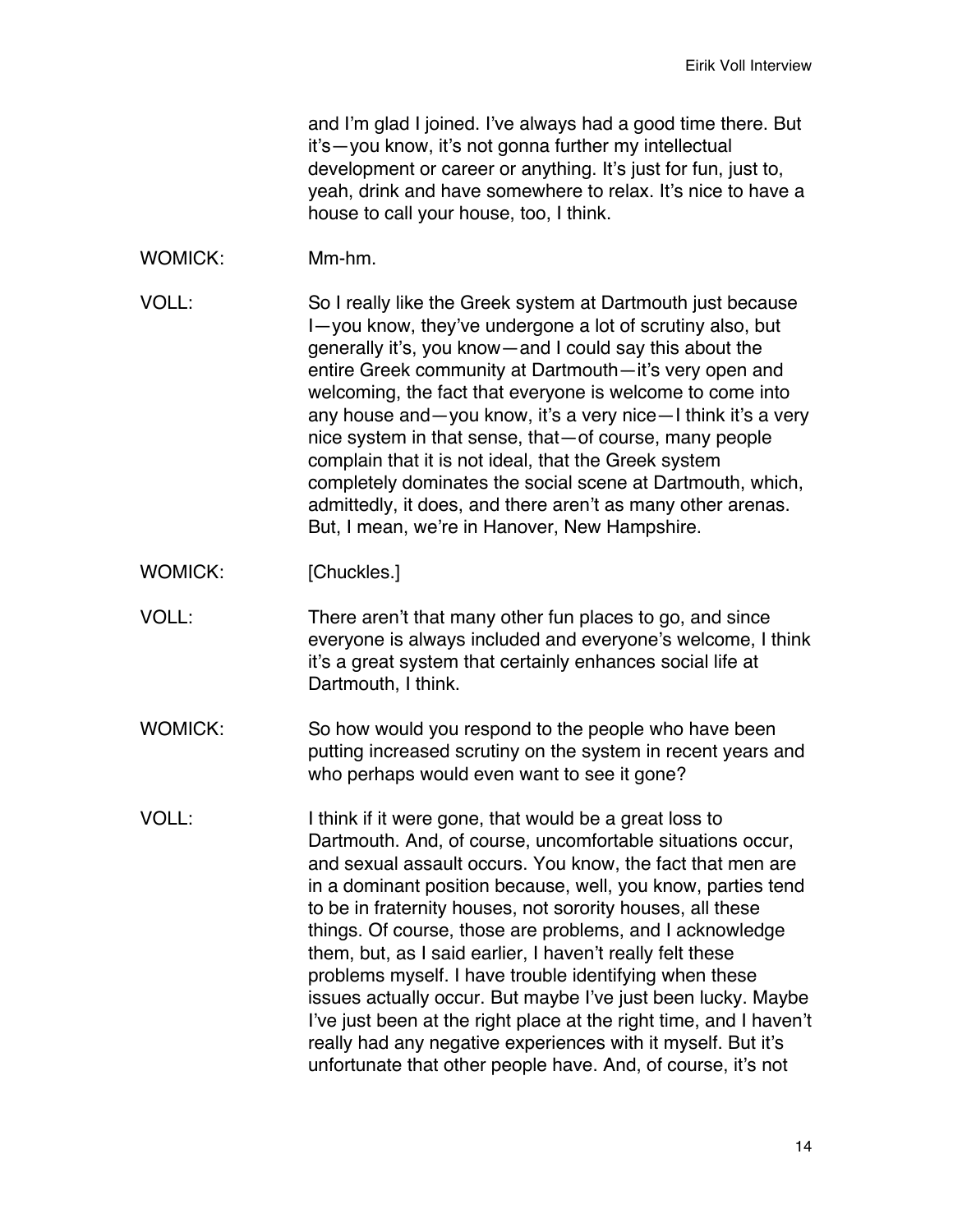and I'm glad I joined. I've always had a good time there. But it's—you know, it's not gonna further my intellectual development or career or anything. It's just for fun, just to, yeah, drink and have somewhere to relax. It's nice to have a house to call your house, too, I think.

WOMICK: Mm-hm.

VOLL: So I really like the Greek system at Dartmouth just because I—you know, they've undergone a lot of scrutiny also, but generally it's, you know—and I could say this about the entire Greek community at Dartmouth—it's very open and welcoming, the fact that everyone is welcome to come into any house and—you know, it's a very nice—I think it's a very nice system in that sense, that—of course, many people complain that it is not ideal, that the Greek system completely dominates the social scene at Dartmouth, which, admittedly, it does, and there aren't as many other arenas. But, I mean, we're in Hanover, New Hampshire.

WOMICK: [Chuckles.]

VOLL: There aren't that many other fun places to go, and since everyone is always included and everyone's welcome, I think it's a great system that certainly enhances social life at Dartmouth, I think.

WOMICK: So how would you respond to the people who have been putting increased scrutiny on the system in recent years and who perhaps would even want to see it gone?

VOLL: I think if it were gone, that would be a great loss to Dartmouth. And, of course, uncomfortable situations occur, and sexual assault occurs. You know, the fact that men are in a dominant position because, well, you know, parties tend to be in fraternity houses, not sorority houses, all these things. Of course, those are problems, and I acknowledge them, but, as I said earlier, I haven't really felt these problems myself. I have trouble identifying when these issues actually occur. But maybe I've just been lucky. Maybe I've just been at the right place at the right time, and I haven't really had any negative experiences with it myself. But it's unfortunate that other people have. And, of course, it's not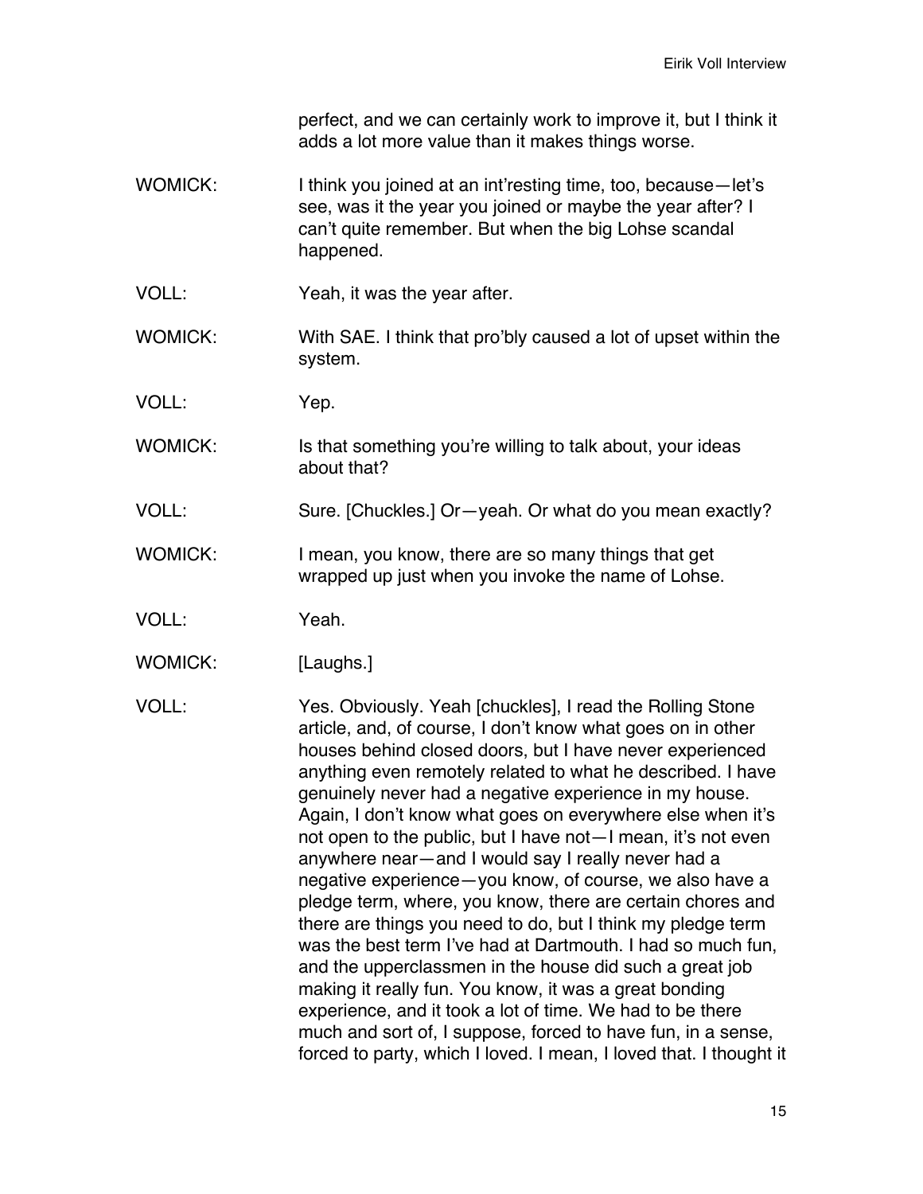perfect, and we can certainly work to improve it, but I think it adds a lot more value than it makes things worse.

WOMICK: I think you joined at an int'resting time, too, because—let's see, was it the year you joined or maybe the year after? I can't quite remember. But when the big Lohse scandal happened.

VOLL: Yeah, it was the year after.

WOMICK: With SAE. I think that pro'bly caused a lot of upset within the system.

VOLL: Yep.

WOMICK: Is that something you're willing to talk about, your ideas about that?

VOLL: Sure. [Chuckles.] Or—yeah. Or what do you mean exactly?

WOMICK: I mean, you know, there are so many things that get wrapped up just when you invoke the name of Lohse.

VOLL: Yeah.

WOMICK: [Laughs.]

VOLL: Yes. Obviously. Yeah [chuckles], I read the Rolling Stone article, and, of course, I don't know what goes on in other houses behind closed doors, but I have never experienced anything even remotely related to what he described. I have genuinely never had a negative experience in my house. Again, I don't know what goes on everywhere else when it's not open to the public, but I have not—I mean, it's not even anywhere near—and I would say I really never had a negative experience—you know, of course, we also have a pledge term, where, you know, there are certain chores and there are things you need to do, but I think my pledge term was the best term I've had at Dartmouth. I had so much fun, and the upperclassmen in the house did such a great job making it really fun. You know, it was a great bonding experience, and it took a lot of time. We had to be there much and sort of, I suppose, forced to have fun, in a sense, forced to party, which I loved. I mean, I loved that. I thought it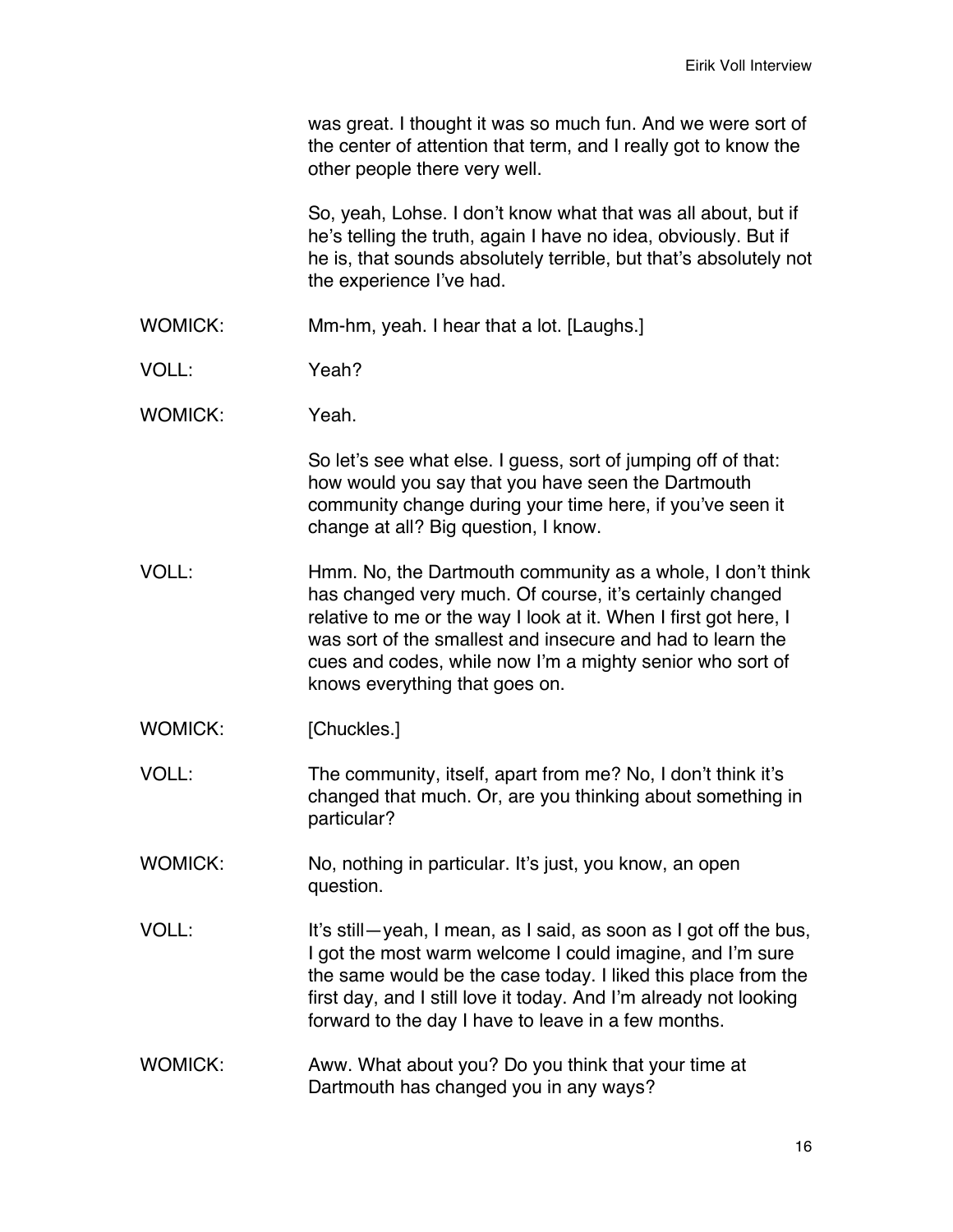was great. I thought it was so much fun. And we were sort of the center of attention that term, and I really got to know the other people there very well.

So, yeah, Lohse. I don't know what that was all about, but if he's telling the truth, again I have no idea, obviously. But if he is, that sounds absolutely terrible, but that's absolutely not the experience I've had.

WOMICK: Mm-hm, yeah. I hear that a lot. [Laughs.]

VOLL: Yeah?

WOMICK: Yeah.

So let's see what else. I guess, sort of jumping off of that: how would you say that you have seen the Dartmouth community change during your time here, if you've seen it change at all? Big question, I know.

VOLL: Hmm. No, the Dartmouth community as a whole, I don't think has changed very much. Of course, it's certainly changed relative to me or the way I look at it. When I first got here, I was sort of the smallest and insecure and had to learn the cues and codes, while now I'm a mighty senior who sort of knows everything that goes on.

WOMICK: [Chuckles.]

VOLL: The community, itself, apart from me? No, I don't think it's changed that much. Or, are you thinking about something in particular?

WOMICK: No, nothing in particular. It's just, you know, an open question.

VOLL: It's still—yeah, I mean, as I said, as soon as I got off the bus, I got the most warm welcome I could imagine, and I'm sure the same would be the case today. I liked this place from the first day, and I still love it today. And I'm already not looking forward to the day I have to leave in a few months.

WOMICK: Aww. What about you? Do you think that your time at Dartmouth has changed you in any ways?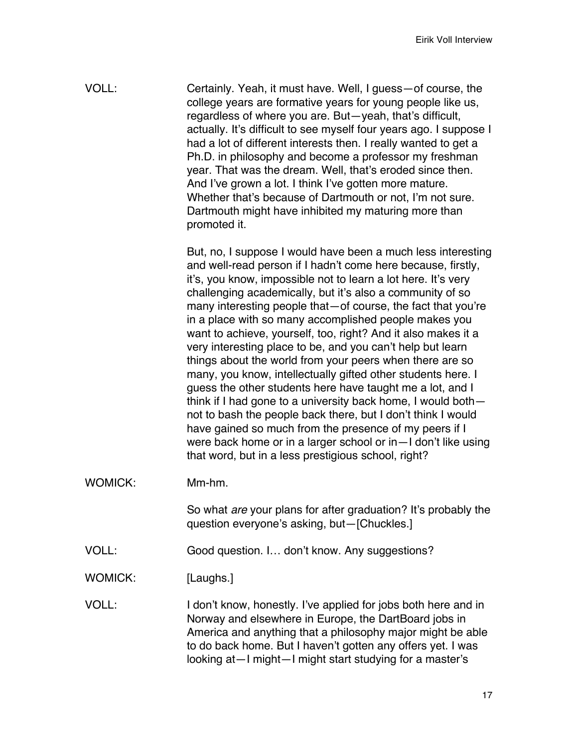VOLL: Certainly. Yeah, it must have. Well, I guess—of course, the college years are formative years for young people like us, regardless of where you are. But—yeah, that's difficult, actually. It's difficult to see myself four years ago. I suppose I had a lot of different interests then. I really wanted to get a Ph.D. in philosophy and become a professor my freshman year. That was the dream. Well, that's eroded since then. And I've grown a lot. I think I've gotten more mature. Whether that's because of Dartmouth or not, I'm not sure. Dartmouth might have inhibited my maturing more than promoted it.

But, no, I suppose I would have been a much less interesting and well-read person if I hadn't come here because, firstly, it's, you know, impossible not to learn a lot here. It's very challenging academically, but it's also a community of so many interesting people that—of course, the fact that you're in a place with so many accomplished people makes you want to achieve, yourself, too, right? And it also makes it a very interesting place to be, and you can't help but learn things about the world from your peers when there are so many, you know, intellectually gifted other students here. I guess the other students here have taught me a lot, and I think if I had gone to a university back home, I would both—not to bash the people back there, but I don't think I would have gained so much from the presence of my peers if I were back home or in a larger school or in—I don't like using that word, but in a less prestigious school, right?

WOMICK: Mm-hm.

So what *are* your plans for after graduation? It's probably the question everyone's asking, but—[Chuckles.]

VOLL: Good question. I… don't know. Any suggestions?

WOMICK: [Laughs.]

VOLL: I don't know, honestly. I've applied for jobs both here and in Norway and elsewhere in Europe, the DartBoard jobs in America and anything that a philosophy major might be able to do back home. But I haven't gotten any offers yet. I was looking at—I might—I might start studying for a master's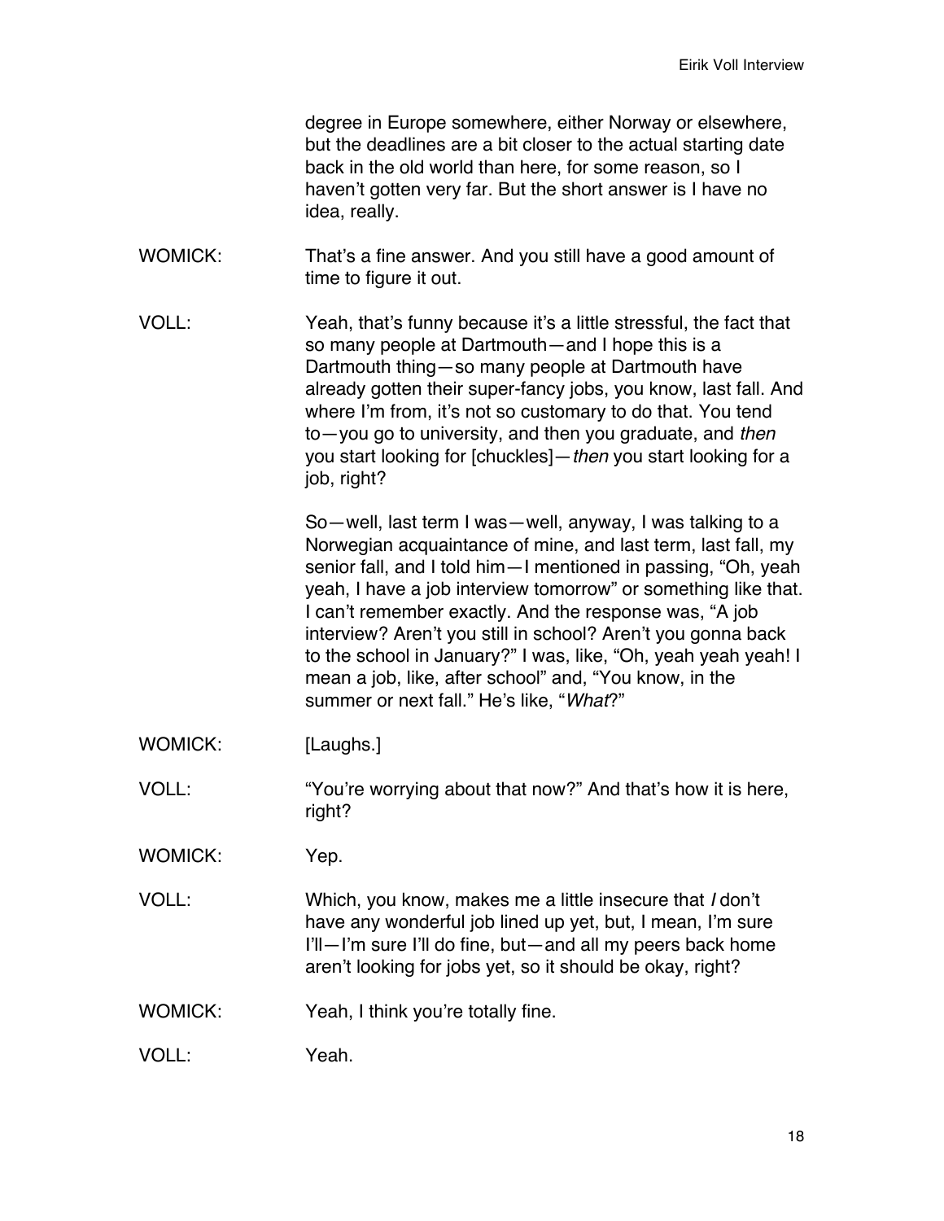degree in Europe somewhere, either Norway or elsewhere, but the deadlines are a bit closer to the actual starting date back in the old world than here, for some reason, so I haven't gotten very far. But the short answer is I have no idea, really.

WOMICK: That's a fine answer. And you still have a good amount of time to figure it out.

VOLL: Yeah, that's funny because it's a little stressful, the fact that so many people at Dartmouth—and I hope this is a Dartmouth thing—so many people at Dartmouth have already gotten their super-fancy jobs, you know, last fall. And where I'm from, it's not so customary to do that. You tend to—you go to university, and then you graduate, and *then* you start looking for [chuckles]—*then* you start looking for a job, right?

So—well, last term I was—well, anyway, I was talking to a Norwegian acquaintance of mine, and last term, last fall, my senior fall, and I told him—I mentioned in passing, "Oh, yeah yeah, I have a job interview tomorrow" or something like that. I can't remember exactly. And the response was, "A job interview? Aren't you still in school? Aren't you gonna back to the school in January?" I was, like, "Oh, yeah yeah yeah! I mean a job, like, after school" and, "You know, in the summer or next fall." He's like, "*What*?"

WOMICK: [Laughs.]

VOLL: "You're worrying about that now?" And that's how it is here, right?

WOMICK: Yep.

VOLL: Which, you know, makes me a little insecure that *I* don't have any wonderful job lined up yet, but, I mean, I'm sure I'll—I'm sure I'll do fine, but—and all my peers back home aren't looking for jobs yet, so it should be okay, right?

WOMICK: Yeah, I think you're totally fine.

VOLL: Yeah.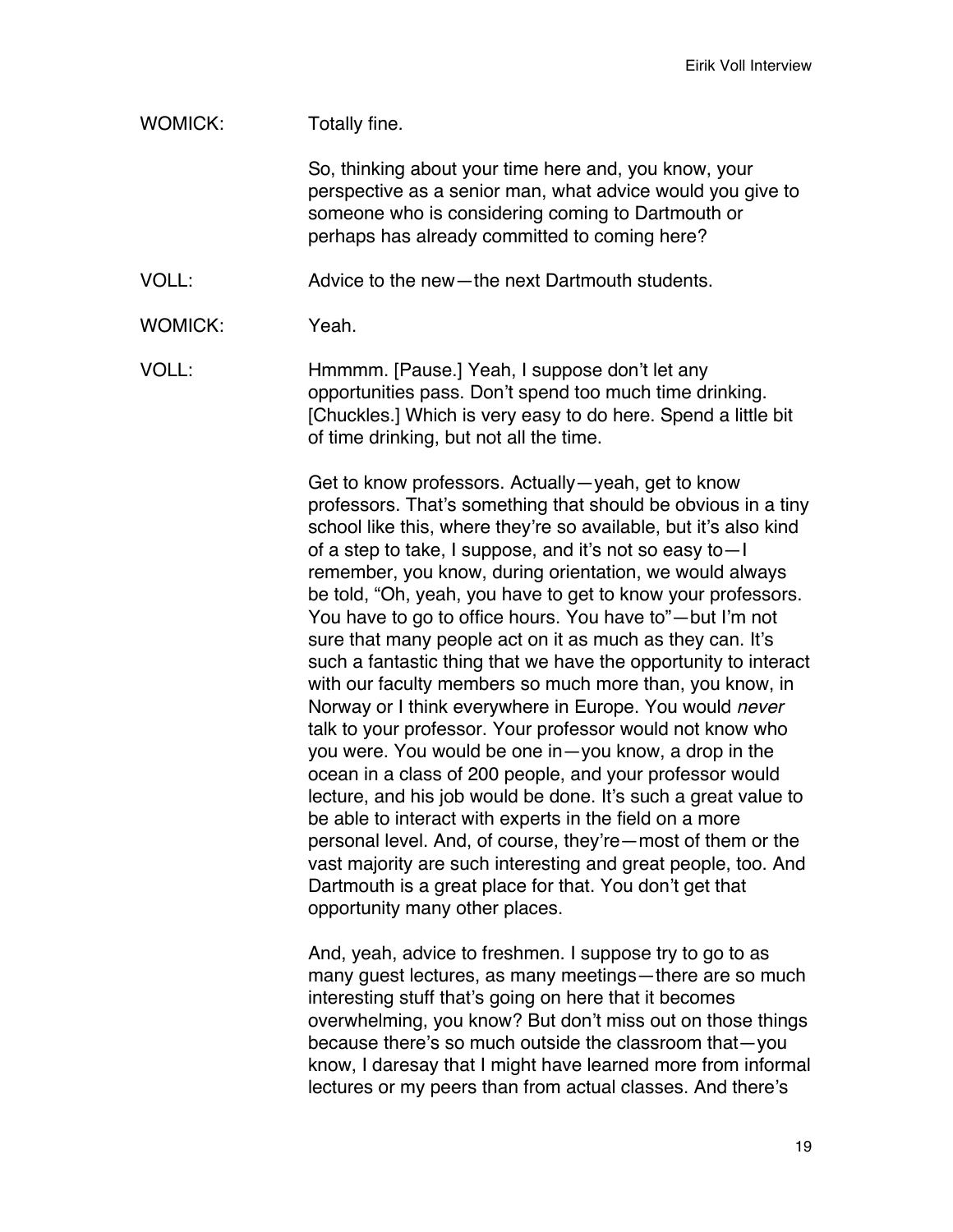WOMICK: Totally fine.

So, thinking about your time here and, you know, your perspective as a senior man, what advice would you give to someone who is considering coming to Dartmouth or perhaps has already committed to coming here?

VOLL: Advice to the new—the next Dartmouth students.

WOMICK: Yeah.

VOLL: Hmmmm. [Pause.] Yeah, I suppose don't let any opportunities pass. Don't spend too much time drinking. [Chuckles.] Which is very easy to do here. Spend a little bit of time drinking, but not all the time.

Get to know professors. Actually—yeah, get to know professors. That's something that should be obvious in a tiny school like this, where they're so available, but it's also kind of a step to take, I suppose, and it's not so easy to—I remember, you know, during orientation, we would always be told, "Oh, yeah, you have to get to know your professors. You have to go to office hours. You have to"—but I'm not sure that many people act on it as much as they can. It's such a fantastic thing that we have the opportunity to interact with our faculty members so much more than, you know, in Norway or I think everywhere in Europe. You would *never* talk to your professor. Your professor would not know who you were. You would be one in—you know, a drop in the ocean in a class of 200 people, and your professor would lecture, and his job would be done. It's such a great value to be able to interact with experts in the field on a more personal level. And, of course, they're—most of them or the vast majority are such interesting and great people, too. And Dartmouth is a great place for that. You don't get that opportunity many other places.

And, yeah, advice to freshmen. I suppose try to go to as many guest lectures, as many meetings—there are so much interesting stuff that's going on here that it becomes overwhelming, you know? But don't miss out on those things because there's so much outside the classroom that—you know, I daresay that I might have learned more from informal lectures or my peers than from actual classes. And there's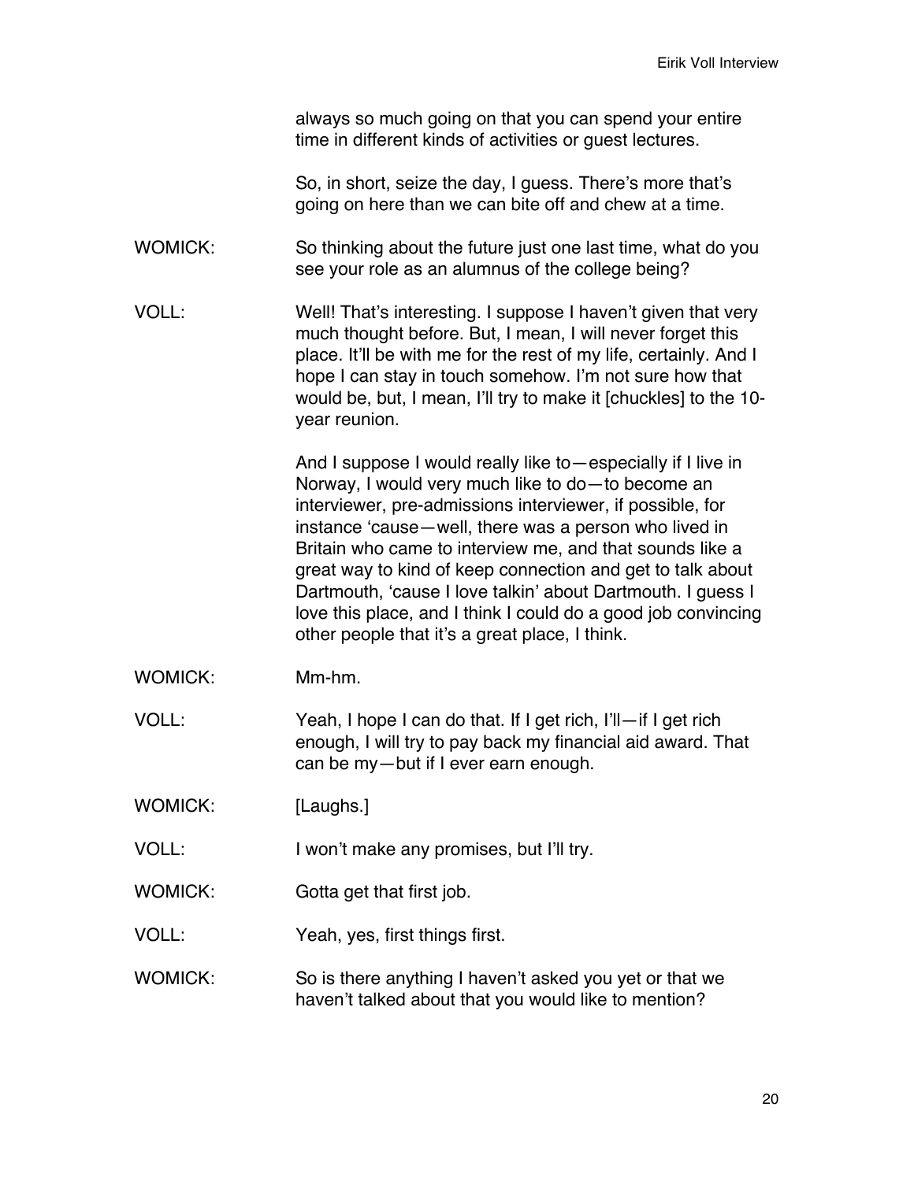always so much going on that you can spend your entire time in different kinds of activities or guest lectures.

So, in short, seize the day, I guess. There's more that's going on here than we can bite off and chew at a time.

WOMICK: So thinking about the future just one last time, what do you see your role as an alumnus of the college being?

VOLL: Well! That's interesting. I suppose I haven't given that very much thought before. But, I mean, I will never forget this place. It'll be with me for the rest of my life, certainly. And I hope I can stay in touch somehow. I'm not sure how that would be, but, I mean, I'll try to make it [chuckles] to the 10-year reunion.

And I suppose I would really like to—especially if I live in Norway, I would very much like to do—to become an interviewer, pre-admissions interviewer, if possible, for instance 'cause—well, there was a person who lived in Britain who came to interview me, and that sounds like a great way to kind of keep connection and get to talk about Dartmouth, 'cause I love talkin' about Dartmouth. I guess I love this place, and I think I could do a good job convincing other people that it's a great place, I think.

WOMICK: Mm-hm.

VOLL: Yeah, I hope I can do that. If I get rich, I'll—if I get rich enough, I will try to pay back my financial aid award. That can be my—but if I ever earn enough.

WOMICK: [Laughs.]

VOLL: I won't make any promises, but I'll try.

WOMICK: Gotta get that first job.

VOLL: Yeah, yes, first things first.

WOMICK: So is there anything I haven't asked you yet or that we haven't talked about that you would like to mention?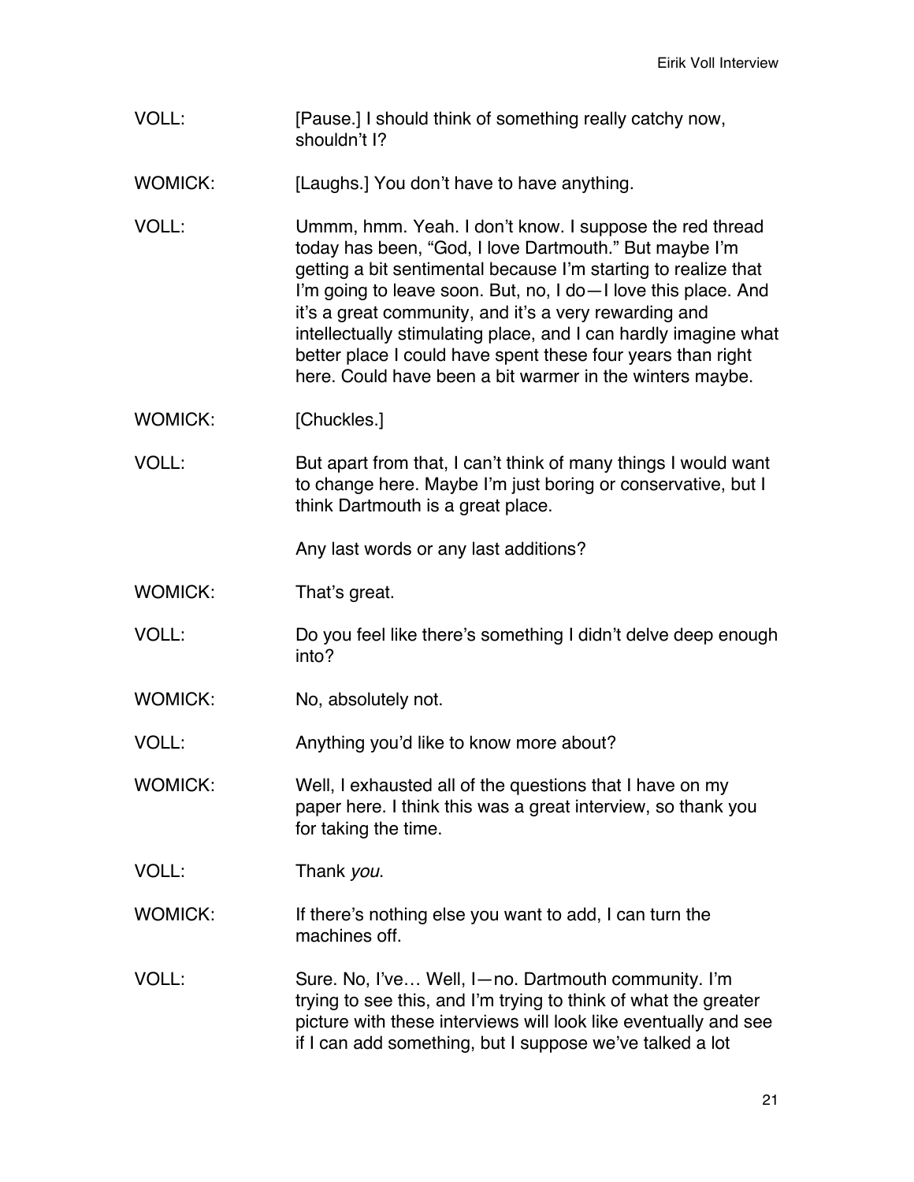VOLL: [Pause.] I should think of something really catchy now, shouldn't I?

WOMICK: [Laughs.] You don't have to have anything.

VOLL: Ummm, hmm. Yeah. I don't know. I suppose the red thread today has been, "God, I love Dartmouth." But maybe I'm getting a bit sentimental because I'm starting to realize that I'm going to leave soon. But, no, I do—I love this place. And it's a great community, and it's a very rewarding and intellectually stimulating place, and I can hardly imagine what better place I could have spent these four years than right here. Could have been a bit warmer in the winters maybe.

WOMICK: [Chuckles.]

VOLL: But apart from that, I can't think of many things I would want to change here. Maybe I'm just boring or conservative, but I think Dartmouth is a great place.

Any last words or any last additions?

WOMICK: That's great.

VOLL: Do you feel like there's something I didn't delve deep enough into?

WOMICK: No, absolutely not.

VOLL: Anything you'd like to know more about?

WOMICK: Well, I exhausted all of the questions that I have on my paper here. I think this was a great interview, so thank you for taking the time.

VOLL: Thank *you*.

WOMICK: If there's nothing else you want to add, I can turn the machines off.

VOLL: Sure. No, I've… Well, I—no. Dartmouth community. I'm trying to see this, and I'm trying to think of what the greater picture with these interviews will look like eventually and see if I can add something, but I suppose we've talked a lot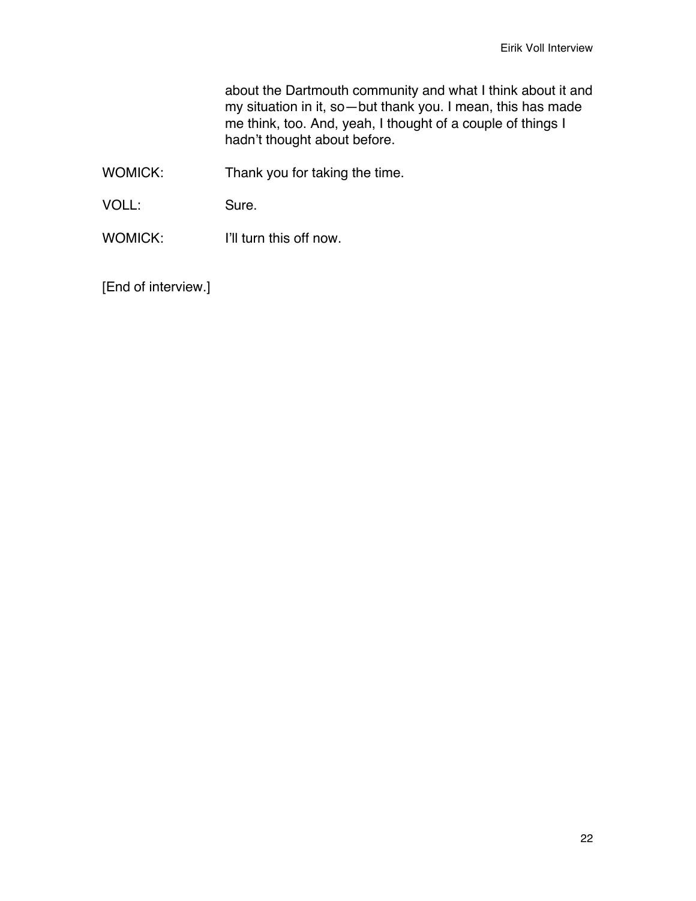about the Dartmouth community and what I think about it and my situation in it, so—but thank you. I mean, this has made me think, too. And, yeah, I thought of a couple of things I hadn't thought about before.

WOMICK: Thank you for taking the time.

VOLL: Sure.

WOMICK: I'll turn this off now.

[End of interview.]